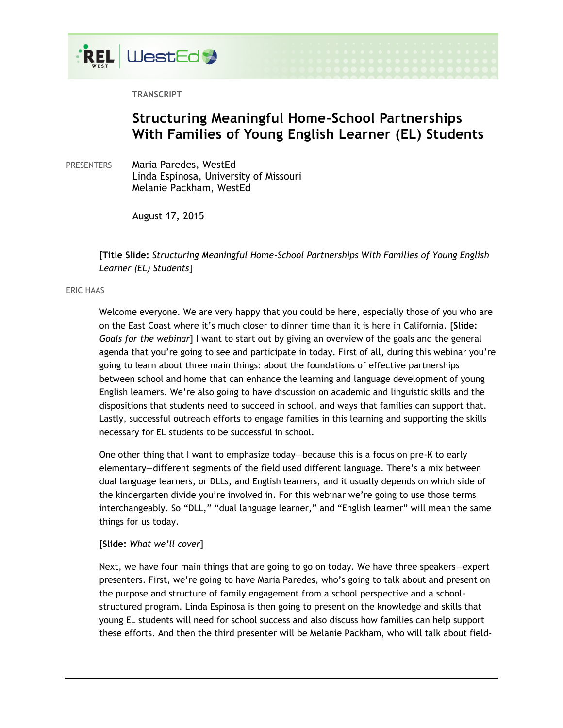TRANSCRIPT

# Structuring Meaningful Home-School Partnerships With Families of Young English Learner (EL) Students

PRESENTERS Maria Paredes, WestEd
Linda Espinosa, University of Missouri
Melanie Packham, WestEd

August 17, 2015

[**Title Slide:** *Structuring Meaningful Home-School Partnerships With Families of Young English Learner (EL) Students*]

ERIC HAAS

Welcome everyone. We are very happy that you could be here, especially those of you who are on the East Coast where it's much closer to dinner time than it is here in California. [**Slide:** *Goals for the webinar*] I want to start out by giving an overview of the goals and the general agenda that you're going to see and participate in today. First of all, during this webinar you're going to learn about three main things: about the foundations of effective partnerships between school and home that can enhance the learning and language development of young English learners. We're also going to have discussion on academic and linguistic skills and the dispositions that students need to succeed in school, and ways that families can support that. Lastly, successful outreach efforts to engage families in this learning and supporting the skills necessary for EL students to be successful in school.

One other thing that I want to emphasize today—because this is a focus on pre-K to early elementary—different segments of the field used different language. There's a mix between dual language learners, or DLLs, and English learners, and it usually depends on which side of the kindergarten divide you're involved in. For this webinar we're going to use those terms interchangeably. So "DLL," "dual language learner," and "English learner" will mean the same things for us today.

[**Slide:** *What we'll cover*]

Next, we have four main things that are going to go on today. We have three speakers—expert presenters. First, we're going to have Maria Paredes, who's going to talk about and present on the purpose and structure of family engagement from a school perspective and a school-structured program. Linda Espinosa is then going to present on the knowledge and skills that young EL students will need for school success and also discuss how families can help support these efforts. And then the third presenter will be Melanie Packham, who will talk about field-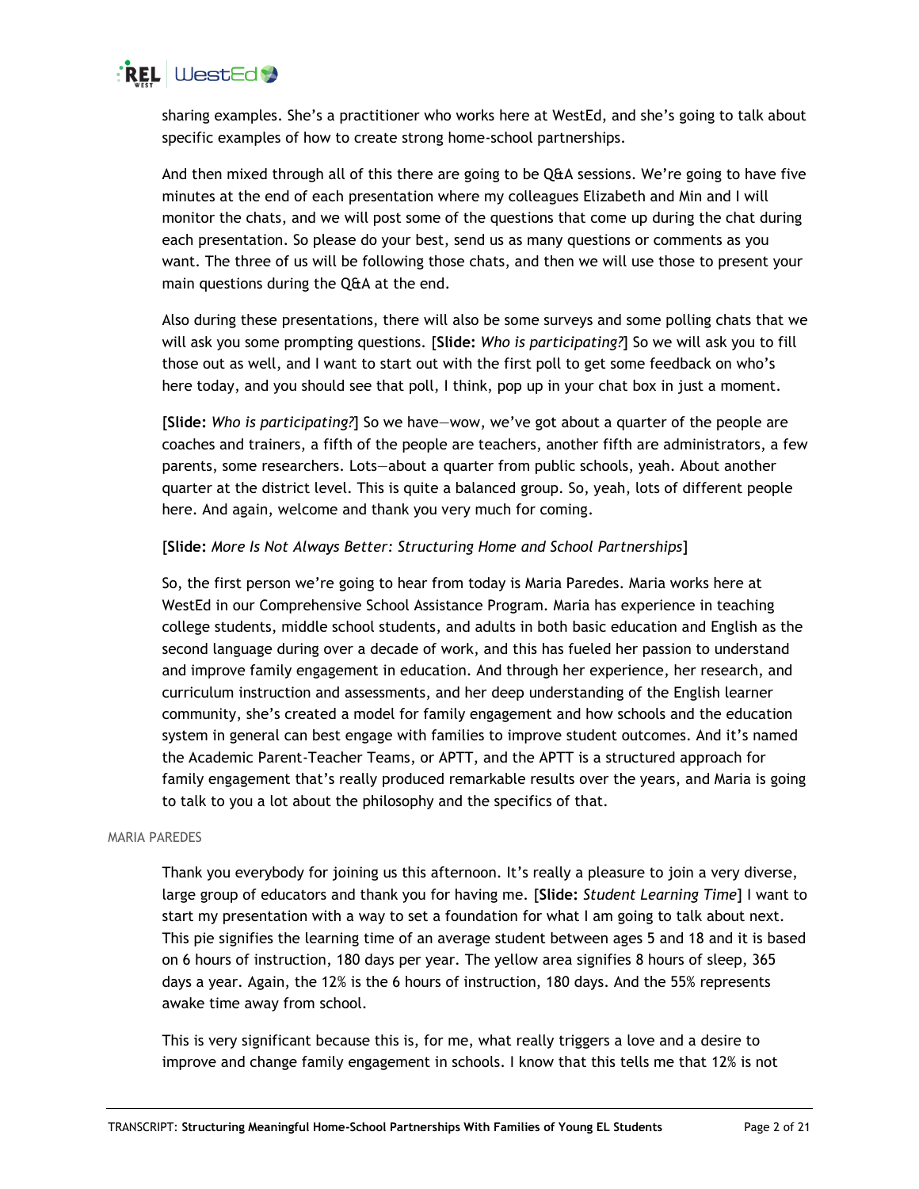sharing examples. She's a practitioner who works here at WestEd, and she's going to talk about specific examples of how to create strong home-school partnerships.

And then mixed through all of this there are going to be Q&A sessions. We're going to have five minutes at the end of each presentation where my colleagues Elizabeth and Min and I will monitor the chats, and we will post some of the questions that come up during the chat during each presentation. So please do your best, send us as many questions or comments as you want. The three of us will be following those chats, and then we will use those to present your main questions during the Q&A at the end.

Also during these presentations, there will also be some surveys and some polling chats that we will ask you some prompting questions. [**Slide:** *Who is participating?*] So we will ask you to fill those out as well, and I want to start out with the first poll to get some feedback on who's here today, and you should see that poll, I think, pop up in your chat box in just a moment.

[**Slide:** *Who is participating?*] So we have—wow, we've got about a quarter of the people are coaches and trainers, a fifth of the people are teachers, another fifth are administrators, a few parents, some researchers. Lots—about a quarter from public schools, yeah. About another quarter at the district level. This is quite a balanced group. So, yeah, lots of different people here. And again, welcome and thank you very much for coming.

[**Slide:** *More Is Not Always Better: Structuring Home and School Partnerships*]

So, the first person we're going to hear from today is Maria Paredes. Maria works here at WestEd in our Comprehensive School Assistance Program. Maria has experience in teaching college students, middle school students, and adults in both basic education and English as the second language during over a decade of work, and this has fueled her passion to understand and improve family engagement in education. And through her experience, her research, and curriculum instruction and assessments, and her deep understanding of the English learner community, she's created a model for family engagement and how schools and the education system in general can best engage with families to improve student outcomes. And it's named the Academic Parent-Teacher Teams, or APTT, and the APTT is a structured approach for family engagement that's really produced remarkable results over the years, and Maria is going to talk to you a lot about the philosophy and the specifics of that.

MARIA PAREDES

Thank you everybody for joining us this afternoon. It's really a pleasure to join a very diverse, large group of educators and thank you for having me. [**Slide:** *Student Learning Time*] I want to start my presentation with a way to set a foundation for what I am going to talk about next. This pie signifies the learning time of an average student between ages 5 and 18 and it is based on 6 hours of instruction, 180 days per year. The yellow area signifies 8 hours of sleep, 365 days a year. Again, the 12% is the 6 hours of instruction, 180 days. And the 55% represents awake time away from school.

This is very significant because this is, for me, what really triggers a love and a desire to improve and change family engagement in schools. I know that this tells me that 12% is not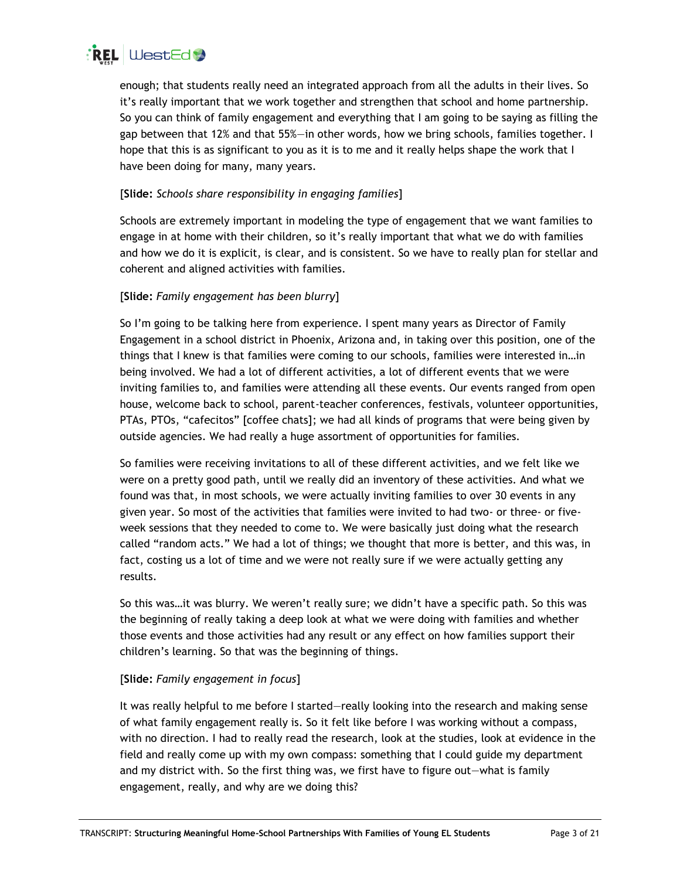enough; that students really need an integrated approach from all the adults in their lives. So it's really important that we work together and strengthen that school and home partnership. So you can think of family engagement and everything that I am going to be saying as filling the gap between that 12% and that 55%—in other words, how we bring schools, families together. I hope that this is as significant to you as it is to me and it really helps shape the work that I have been doing for many, many years.

[**Slide:** *Schools share responsibility in engaging families*]

Schools are extremely important in modeling the type of engagement that we want families to engage in at home with their children, so it's really important that what we do with families and how we do it is explicit, is clear, and is consistent. So we have to really plan for stellar and coherent and aligned activities with families.

[**Slide:** *Family engagement has been blurry*]

So I'm going to be talking here from experience. I spent many years as Director of Family Engagement in a school district in Phoenix, Arizona and, in taking over this position, one of the things that I knew is that families were coming to our schools, families were interested in…in being involved. We had a lot of different activities, a lot of different events that we were inviting families to, and families were attending all these events. Our events ranged from open house, welcome back to school, parent-teacher conferences, festivals, volunteer opportunities, PTAs, PTOs, "cafecitos" [coffee chats]; we had all kinds of programs that were being given by outside agencies. We had really a huge assortment of opportunities for families.

So families were receiving invitations to all of these different activities, and we felt like we were on a pretty good path, until we really did an inventory of these activities. And what we found was that, in most schools, we were actually inviting families to over 30 events in any given year. So most of the activities that families were invited to had two- or three- or five-week sessions that they needed to come to. We were basically just doing what the research called "random acts." We had a lot of things; we thought that more is better, and this was, in fact, costing us a lot of time and we were not really sure if we were actually getting any results.

So this was…it was blurry. We weren't really sure; we didn't have a specific path. So this was the beginning of really taking a deep look at what we were doing with families and whether those events and those activities had any result or any effect on how families support their children's learning. So that was the beginning of things.

[**Slide:** *Family engagement in focus*]

It was really helpful to me before I started—really looking into the research and making sense of what family engagement really is. So it felt like before I was working without a compass, with no direction. I had to really read the research, look at the studies, look at evidence in the field and really come up with my own compass: something that I could guide my department and my district with. So the first thing was, we first have to figure out—what is family engagement, really, and why are we doing this?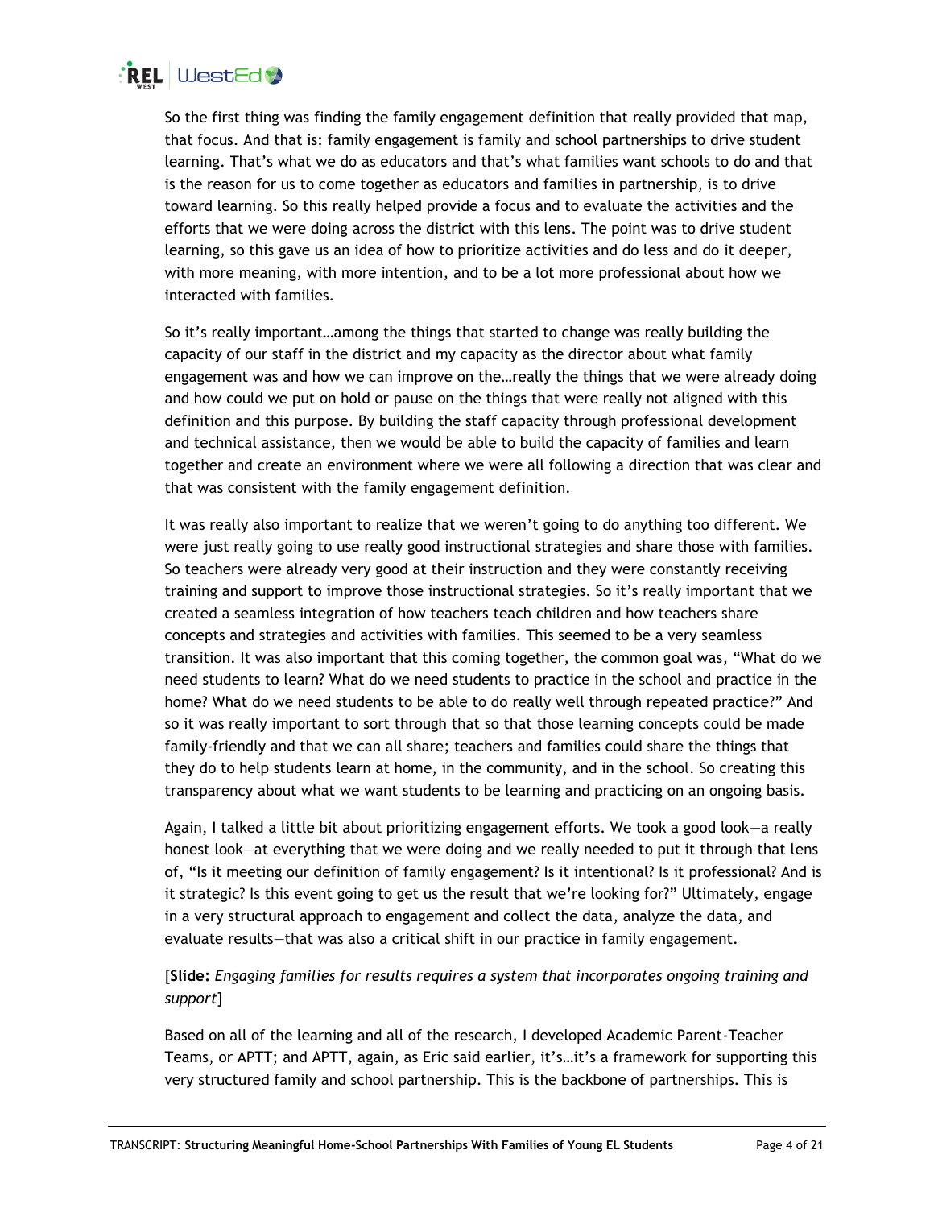So the first thing was finding the family engagement definition that really provided that map, that focus. And that is: family engagement is family and school partnerships to drive student learning. That's what we do as educators and that's what families want schools to do and that is the reason for us to come together as educators and families in partnership, is to drive toward learning. So this really helped provide a focus and to evaluate the activities and the efforts that we were doing across the district with this lens. The point was to drive student learning, so this gave us an idea of how to prioritize activities and do less and do it deeper, with more meaning, with more intention, and to be a lot more professional about how we interacted with families.

So it's really important…among the things that started to change was really building the capacity of our staff in the district and my capacity as the director about what family engagement was and how we can improve on the…really the things that we were already doing and how could we put on hold or pause on the things that were really not aligned with this definition and this purpose. By building the staff capacity through professional development and technical assistance, then we would be able to build the capacity of families and learn together and create an environment where we were all following a direction that was clear and that was consistent with the family engagement definition.

It was really also important to realize that we weren't going to do anything too different. We were just really going to use really good instructional strategies and share those with families. So teachers were already very good at their instruction and they were constantly receiving training and support to improve those instructional strategies. So it's really important that we created a seamless integration of how teachers teach children and how teachers share concepts and strategies and activities with families. This seemed to be a very seamless transition. It was also important that this coming together, the common goal was, "What do we need students to learn? What do we need students to practice in the school and practice in the home? What do we need students to be able to do really well through repeated practice?" And so it was really important to sort through that so that those learning concepts could be made family-friendly and that we can all share; teachers and families could share the things that they do to help students learn at home, in the community, and in the school. So creating this transparency about what we want students to be learning and practicing on an ongoing basis.

Again, I talked a little bit about prioritizing engagement efforts. We took a good look—a really honest look—at everything that we were doing and we really needed to put it through that lens of, "Is it meeting our definition of family engagement? Is it intentional? Is it professional? And is it strategic? Is this event going to get us the result that we're looking for?" Ultimately, engage in a very structural approach to engagement and collect the data, analyze the data, and evaluate results—that was also a critical shift in our practice in family engagement.

[**Slide:** *Engaging families for results requires a system that incorporates ongoing training and support*]

Based on all of the learning and all of the research, I developed Academic Parent-Teacher Teams, or APTT; and APTT, again, as Eric said earlier, it's…it's a framework for supporting this very structured family and school partnership. This is the backbone of partnerships. This is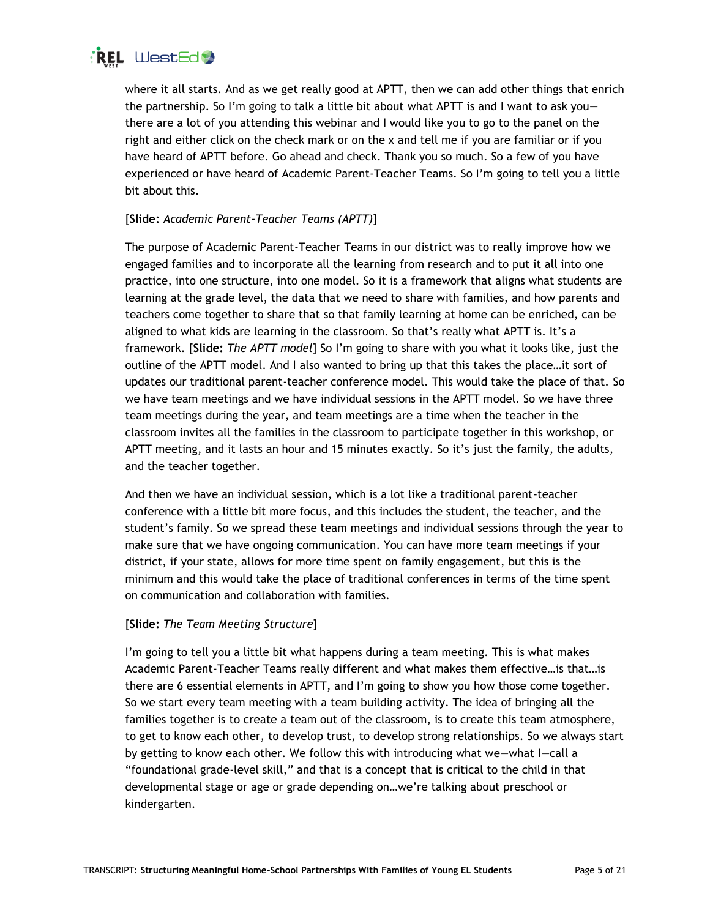where it all starts. And as we get really good at APTT, then we can add other things that enrich the partnership. So I'm going to talk a little bit about what APTT is and I want to ask you—there are a lot of you attending this webinar and I would like you to go to the panel on the right and either click on the check mark or on the x and tell me if you are familiar or if you have heard of APTT before. Go ahead and check. Thank you so much. So a few of you have experienced or have heard of Academic Parent-Teacher Teams. So I'm going to tell you a little bit about this.

[**Slide:** *Academic Parent-Teacher Teams (APTT)*]

The purpose of Academic Parent-Teacher Teams in our district was to really improve how we engaged families and to incorporate all the learning from research and to put it all into one practice, into one structure, into one model. So it is a framework that aligns what students are learning at the grade level, the data that we need to share with families, and how parents and teachers come together to share that so that family learning at home can be enriched, can be aligned to what kids are learning in the classroom. So that's really what APTT is. It's a framework. [**Slide:** *The APTT model*] So I'm going to share with you what it looks like, just the outline of the APTT model. And I also wanted to bring up that this takes the place…it sort of updates our traditional parent-teacher conference model. This would take the place of that. So we have team meetings and we have individual sessions in the APTT model. So we have three team meetings during the year, and team meetings are a time when the teacher in the classroom invites all the families in the classroom to participate together in this workshop, or APTT meeting, and it lasts an hour and 15 minutes exactly. So it's just the family, the adults, and the teacher together.

And then we have an individual session, which is a lot like a traditional parent-teacher conference with a little bit more focus, and this includes the student, the teacher, and the student's family. So we spread these team meetings and individual sessions through the year to make sure that we have ongoing communication. You can have more team meetings if your district, if your state, allows for more time spent on family engagement, but this is the minimum and this would take the place of traditional conferences in terms of the time spent on communication and collaboration with families.

[**Slide:** *The Team Meeting Structure*]

I'm going to tell you a little bit what happens during a team meeting. This is what makes Academic Parent-Teacher Teams really different and what makes them effective…is that…is there are 6 essential elements in APTT, and I'm going to show you how those come together. So we start every team meeting with a team building activity. The idea of bringing all the families together is to create a team out of the classroom, is to create this team atmosphere, to get to know each other, to develop trust, to develop strong relationships. So we always start by getting to know each other. We follow this with introducing what we—what I—call a "foundational grade-level skill," and that is a concept that is critical to the child in that developmental stage or age or grade depending on…we're talking about preschool or kindergarten.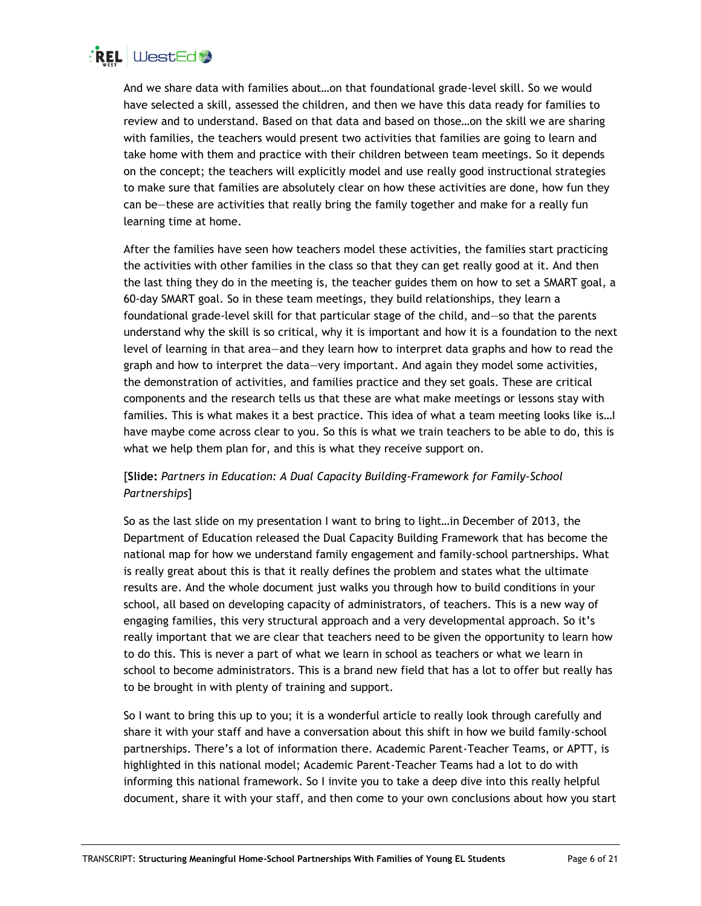And we share data with families about…on that foundational grade-level skill. So we would have selected a skill, assessed the children, and then we have this data ready for families to review and to understand. Based on that data and based on those…on the skill we are sharing with families, the teachers would present two activities that families are going to learn and take home with them and practice with their children between team meetings. So it depends on the concept; the teachers will explicitly model and use really good instructional strategies to make sure that families are absolutely clear on how these activities are done, how fun they can be—these are activities that really bring the family together and make for a really fun learning time at home.

After the families have seen how teachers model these activities, the families start practicing the activities with other families in the class so that they can get really good at it. And then the last thing they do in the meeting is, the teacher guides them on how to set a SMART goal, a 60-day SMART goal. So in these team meetings, they build relationships, they learn a foundational grade-level skill for that particular stage of the child, and—so that the parents understand why the skill is so critical, why it is important and how it is a foundation to the next level of learning in that area—and they learn how to interpret data graphs and how to read the graph and how to interpret the data—very important. And again they model some activities, the demonstration of activities, and families practice and they set goals. These are critical components and the research tells us that these are what make meetings or lessons stay with families. This is what makes it a best practice. This idea of what a team meeting looks like is…I have maybe come across clear to you. So this is what we train teachers to be able to do, this is what we help them plan for, and this is what they receive support on.

[**Slide:** *Partners in Education: A Dual Capacity Building-Framework for Family-School Partnerships*]

So as the last slide on my presentation I want to bring to light…in December of 2013, the Department of Education released the Dual Capacity Building Framework that has become the national map for how we understand family engagement and family-school partnerships. What is really great about this is that it really defines the problem and states what the ultimate results are. And the whole document just walks you through how to build conditions in your school, all based on developing capacity of administrators, of teachers. This is a new way of engaging families, this very structural approach and a very developmental approach. So it's really important that we are clear that teachers need to be given the opportunity to learn how to do this. This is never a part of what we learn in school as teachers or what we learn in school to become administrators. This is a brand new field that has a lot to offer but really has to be brought in with plenty of training and support.

So I want to bring this up to you; it is a wonderful article to really look through carefully and share it with your staff and have a conversation about this shift in how we build family-school partnerships. There's a lot of information there. Academic Parent-Teacher Teams, or APTT, is highlighted in this national model; Academic Parent-Teacher Teams had a lot to do with informing this national framework. So I invite you to take a deep dive into this really helpful document, share it with your staff, and then come to your own conclusions about how you start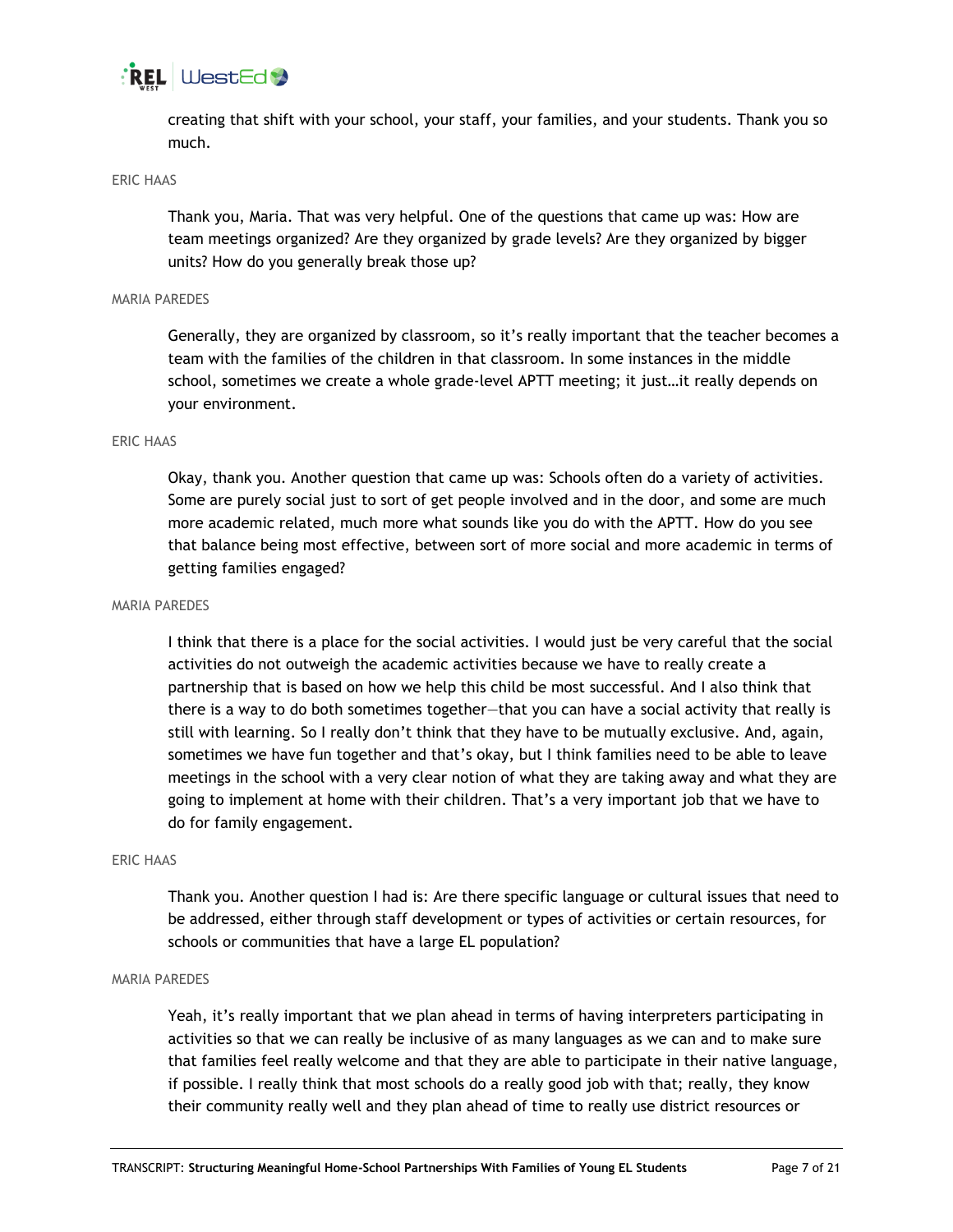creating that shift with your school, your staff, your families, and your students. Thank you so much.

ERIC HAAS

Thank you, Maria. That was very helpful. One of the questions that came up was: How are team meetings organized? Are they organized by grade levels? Are they organized by bigger units? How do you generally break those up?

MARIA PAREDES

Generally, they are organized by classroom, so it's really important that the teacher becomes a team with the families of the children in that classroom. In some instances in the middle school, sometimes we create a whole grade-level APTT meeting; it just…it really depends on your environment.

ERIC HAAS

Okay, thank you. Another question that came up was: Schools often do a variety of activities. Some are purely social just to sort of get people involved and in the door, and some are much more academic related, much more what sounds like you do with the APTT. How do you see that balance being most effective, between sort of more social and more academic in terms of getting families engaged?

MARIA PAREDES

I think that there is a place for the social activities. I would just be very careful that the social activities do not outweigh the academic activities because we have to really create a partnership that is based on how we help this child be most successful. And I also think that there is a way to do both sometimes together—that you can have a social activity that really is still with learning. So I really don't think that they have to be mutually exclusive. And, again, sometimes we have fun together and that's okay, but I think families need to be able to leave meetings in the school with a very clear notion of what they are taking away and what they are going to implement at home with their children. That's a very important job that we have to do for family engagement.

ERIC HAAS

Thank you. Another question I had is: Are there specific language or cultural issues that need to be addressed, either through staff development or types of activities or certain resources, for schools or communities that have a large EL population?

MARIA PAREDES

Yeah, it's really important that we plan ahead in terms of having interpreters participating in activities so that we can really be inclusive of as many languages as we can and to make sure that families feel really welcome and that they are able to participate in their native language, if possible. I really think that most schools do a really good job with that; really, they know their community really well and they plan ahead of time to really use district resources or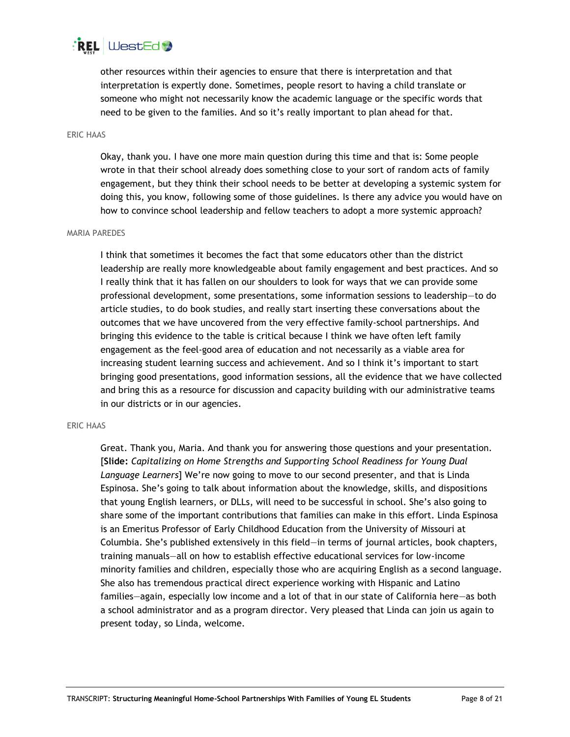other resources within their agencies to ensure that there is interpretation and that interpretation is expertly done. Sometimes, people resort to having a child translate or someone who might not necessarily know the academic language or the specific words that need to be given to the families. And so it's really important to plan ahead for that.

ERIC HAAS

Okay, thank you. I have one more main question during this time and that is: Some people wrote in that their school already does something close to your sort of random acts of family engagement, but they think their school needs to be better at developing a systemic system for doing this, you know, following some of those guidelines. Is there any advice you would have on how to convince school leadership and fellow teachers to adopt a more systemic approach?

MARIA PAREDES

I think that sometimes it becomes the fact that some educators other than the district leadership are really more knowledgeable about family engagement and best practices. And so I really think that it has fallen on our shoulders to look for ways that we can provide some professional development, some presentations, some information sessions to leadership—to do article studies, to do book studies, and really start inserting these conversations about the outcomes that we have uncovered from the very effective family-school partnerships. And bringing this evidence to the table is critical because I think we have often left family engagement as the feel-good area of education and not necessarily as a viable area for increasing student learning success and achievement. And so I think it's important to start bringing good presentations, good information sessions, all the evidence that we have collected and bring this as a resource for discussion and capacity building with our administrative teams in our districts or in our agencies.

ERIC HAAS

Great. Thank you, Maria. And thank you for answering those questions and your presentation. [**Slide:** *Capitalizing on Home Strengths and Supporting School Readiness for Young Dual Language Learners*] We're now going to move to our second presenter, and that is Linda Espinosa. She's going to talk about information about the knowledge, skills, and dispositions that young English learners, or DLLs, will need to be successful in school. She's also going to share some of the important contributions that families can make in this effort. Linda Espinosa is an Emeritus Professor of Early Childhood Education from the University of Missouri at Columbia. She's published extensively in this field—in terms of journal articles, book chapters, training manuals—all on how to establish effective educational services for low-income minority families and children, especially those who are acquiring English as a second language. She also has tremendous practical direct experience working with Hispanic and Latino families—again, especially low income and a lot of that in our state of California here—as both a school administrator and as a program director. Very pleased that Linda can join us again to present today, so Linda, welcome.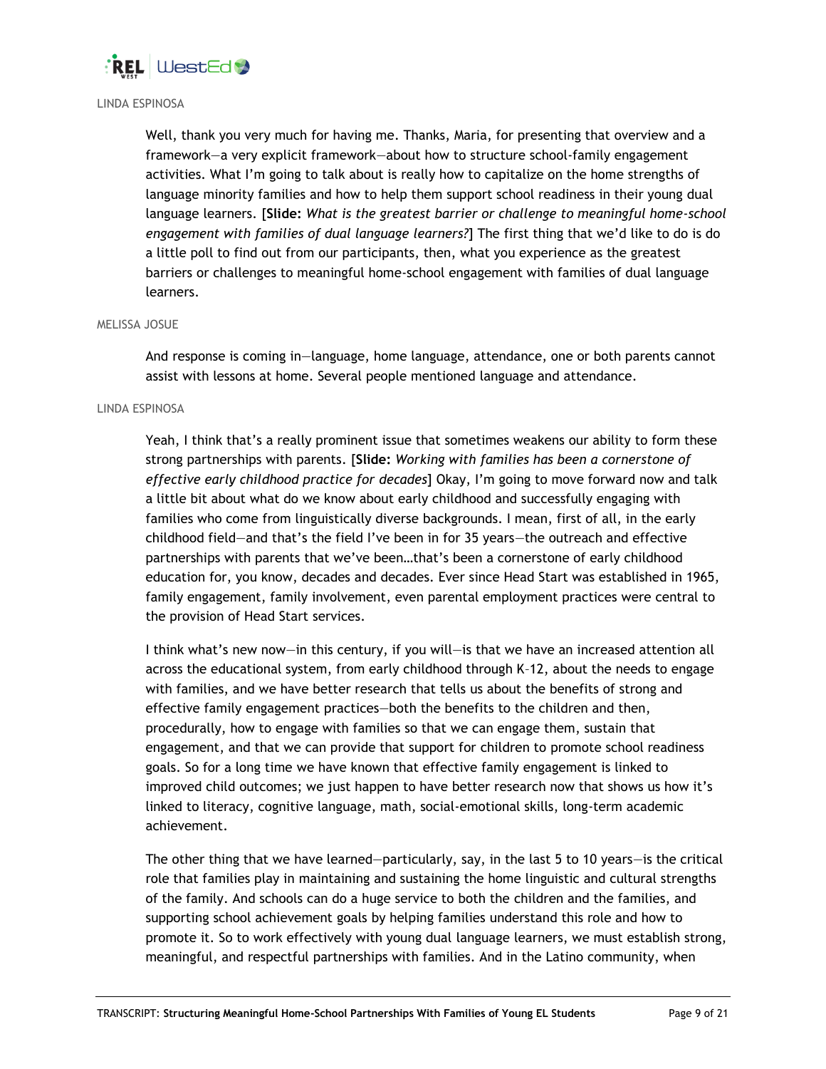LINDA ESPINOSA

Well, thank you very much for having me. Thanks, Maria, for presenting that overview and a framework—a very explicit framework—about how to structure school-family engagement activities. What I'm going to talk about is really how to capitalize on the home strengths of language minority families and how to help them support school readiness in their young dual language learners. [**Slide:** *What is the greatest barrier or challenge to meaningful home-school engagement with families of dual language learners?*] The first thing that we'd like to do is do a little poll to find out from our participants, then, what you experience as the greatest barriers or challenges to meaningful home-school engagement with families of dual language learners.

MELISSA JOSUE

And response is coming in—language, home language, attendance, one or both parents cannot assist with lessons at home. Several people mentioned language and attendance.

LINDA ESPINOSA

Yeah, I think that's a really prominent issue that sometimes weakens our ability to form these strong partnerships with parents. [**Slide:** *Working with families has been a cornerstone of effective early childhood practice for decades*] Okay, I'm going to move forward now and talk a little bit about what do we know about early childhood and successfully engaging with families who come from linguistically diverse backgrounds. I mean, first of all, in the early childhood field—and that's the field I've been in for 35 years—the outreach and effective partnerships with parents that we've been…that's been a cornerstone of early childhood education for, you know, decades and decades. Ever since Head Start was established in 1965, family engagement, family involvement, even parental employment practices were central to the provision of Head Start services.

I think what's new now—in this century, if you will—is that we have an increased attention all across the educational system, from early childhood through K–12, about the needs to engage with families, and we have better research that tells us about the benefits of strong and effective family engagement practices—both the benefits to the children and then, procedurally, how to engage with families so that we can engage them, sustain that engagement, and that we can provide that support for children to promote school readiness goals. So for a long time we have known that effective family engagement is linked to improved child outcomes; we just happen to have better research now that shows us how it's linked to literacy, cognitive language, math, social-emotional skills, long-term academic achievement.

The other thing that we have learned—particularly, say, in the last 5 to 10 years—is the critical role that families play in maintaining and sustaining the home linguistic and cultural strengths of the family. And schools can do a huge service to both the children and the families, and supporting school achievement goals by helping families understand this role and how to promote it. So to work effectively with young dual language learners, we must establish strong, meaningful, and respectful partnerships with families. And in the Latino community, when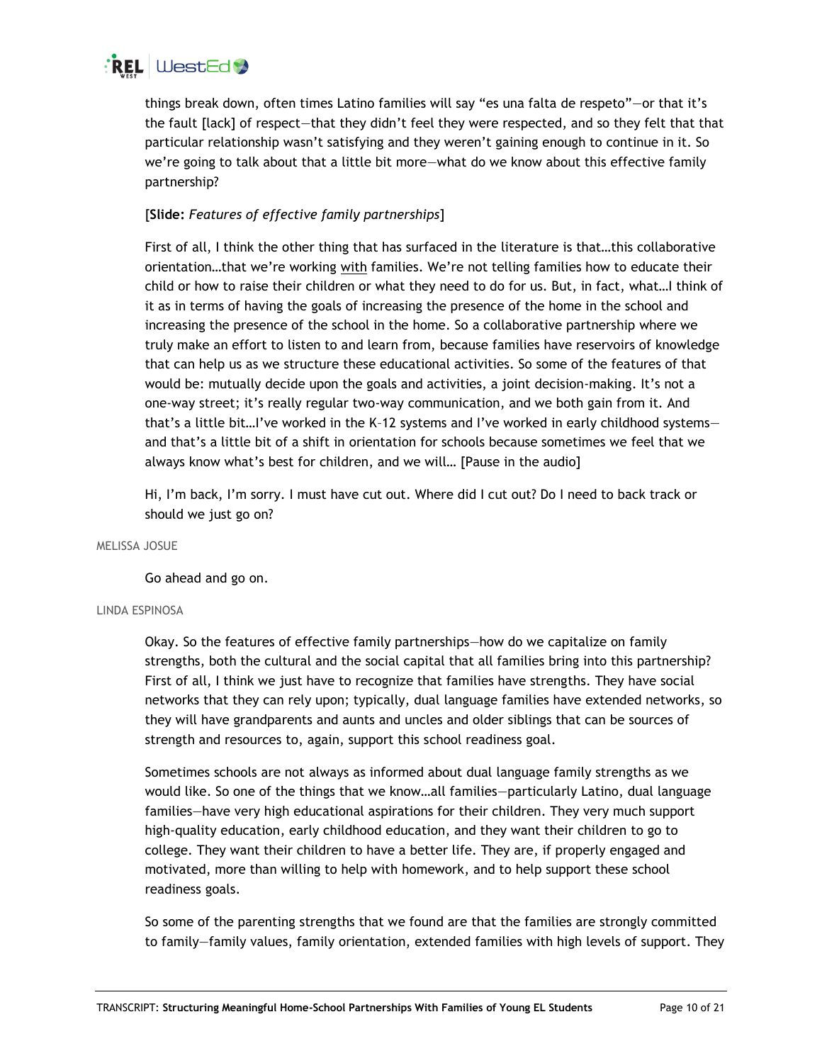things break down, often times Latino families will say "es una falta de respeto"—or that it's the fault [lack] of respect—that they didn't feel they were respected, and so they felt that that particular relationship wasn't satisfying and they weren't gaining enough to continue in it. So we're going to talk about that a little bit more—what do we know about this effective family partnership?

[**Slide:** *Features of effective family partnerships*]

First of all, I think the other thing that has surfaced in the literature is that…this collaborative orientation…that we're working <u>with</u> families. We're not telling families how to educate their child or how to raise their children or what they need to do for us. But, in fact, what…I think of it as in terms of having the goals of increasing the presence of the home in the school and increasing the presence of the school in the home. So a collaborative partnership where we truly make an effort to listen to and learn from, because families have reservoirs of knowledge that can help us as we structure these educational activities. So some of the features of that would be: mutually decide upon the goals and activities, a joint decision-making. It's not a one-way street; it's really regular two-way communication, and we both gain from it. And that's a little bit…I've worked in the K–12 systems and I've worked in early childhood systems—and that's a little bit of a shift in orientation for schools because sometimes we feel that we always know what's best for children, and we will… [Pause in the audio]

Hi, I'm back, I'm sorry. I must have cut out. Where did I cut out? Do I need to back track or should we just go on?

MELISSA JOSUE

Go ahead and go on.

LINDA ESPINOSA

Okay. So the features of effective family partnerships—how do we capitalize on family strengths, both the cultural and the social capital that all families bring into this partnership? First of all, I think we just have to recognize that families have strengths. They have social networks that they can rely upon; typically, dual language families have extended networks, so they will have grandparents and aunts and uncles and older siblings that can be sources of strength and resources to, again, support this school readiness goal.

Sometimes schools are not always as informed about dual language family strengths as we would like. So one of the things that we know…all families—particularly Latino, dual language families—have very high educational aspirations for their children. They very much support high-quality education, early childhood education, and they want their children to go to college. They want their children to have a better life. They are, if properly engaged and motivated, more than willing to help with homework, and to help support these school readiness goals.

So some of the parenting strengths that we found are that the families are strongly committed to family—family values, family orientation, extended families with high levels of support. They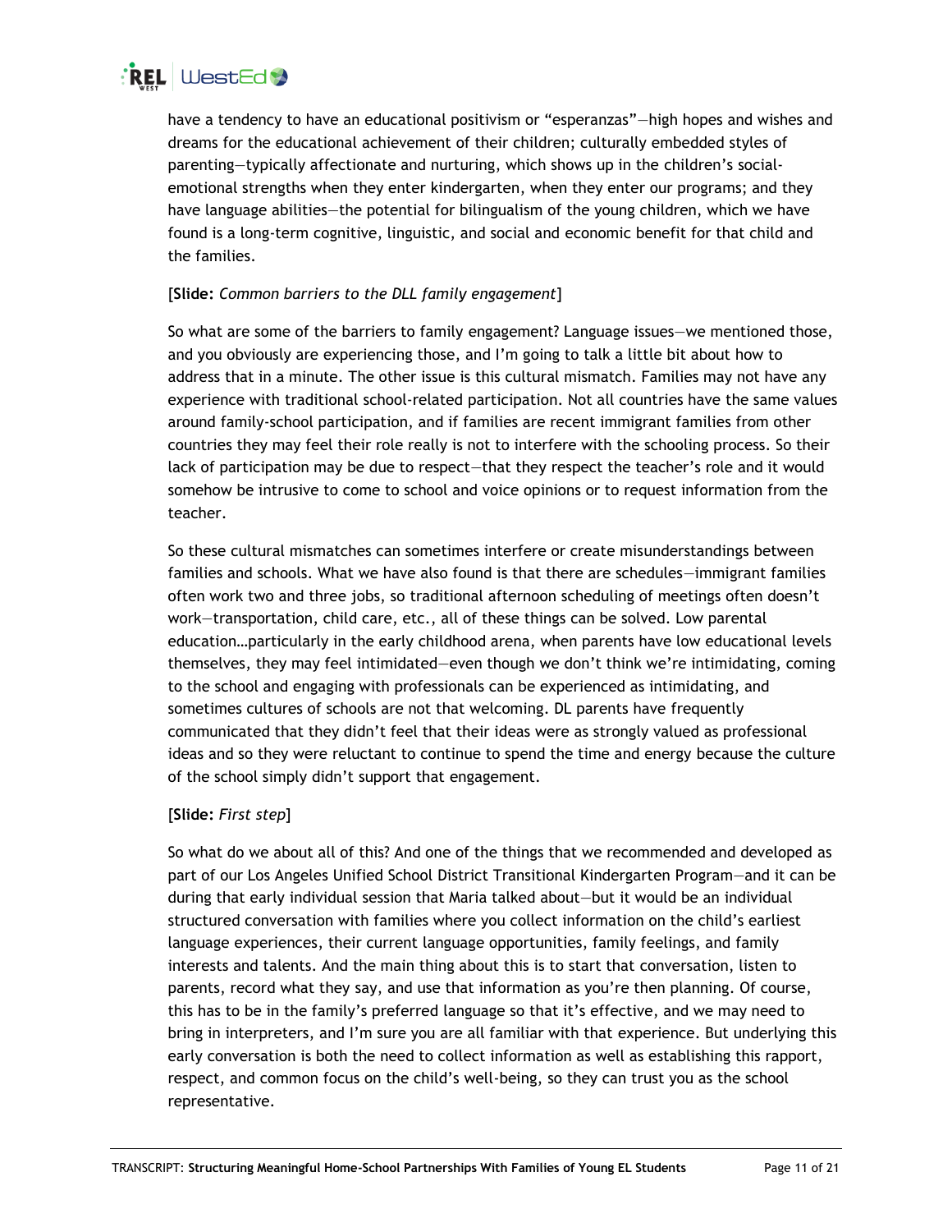have a tendency to have an educational positivism or "esperanzas"—high hopes and wishes and dreams for the educational achievement of their children; culturally embedded styles of parenting—typically affectionate and nurturing, which shows up in the children's social-emotional strengths when they enter kindergarten, when they enter our programs; and they have language abilities—the potential for bilingualism of the young children, which we have found is a long-term cognitive, linguistic, and social and economic benefit for that child and the families.

[**Slide:** *Common barriers to the DLL family engagement*]

So what are some of the barriers to family engagement? Language issues—we mentioned those, and you obviously are experiencing those, and I'm going to talk a little bit about how to address that in a minute. The other issue is this cultural mismatch. Families may not have any experience with traditional school-related participation. Not all countries have the same values around family-school participation, and if families are recent immigrant families from other countries they may feel their role really is not to interfere with the schooling process. So their lack of participation may be due to respect—that they respect the teacher's role and it would somehow be intrusive to come to school and voice opinions or to request information from the teacher.

So these cultural mismatches can sometimes interfere or create misunderstandings between families and schools. What we have also found is that there are schedules—immigrant families often work two and three jobs, so traditional afternoon scheduling of meetings often doesn't work—transportation, child care, etc., all of these things can be solved. Low parental education…particularly in the early childhood arena, when parents have low educational levels themselves, they may feel intimidated—even though we don't think we're intimidating, coming to the school and engaging with professionals can be experienced as intimidating, and sometimes cultures of schools are not that welcoming. DL parents have frequently communicated that they didn't feel that their ideas were as strongly valued as professional ideas and so they were reluctant to continue to spend the time and energy because the culture of the school simply didn't support that engagement.

[**Slide:** *First step*]

So what do we about all of this? And one of the things that we recommended and developed as part of our Los Angeles Unified School District Transitional Kindergarten Program—and it can be during that early individual session that Maria talked about—but it would be an individual structured conversation with families where you collect information on the child's earliest language experiences, their current language opportunities, family feelings, and family interests and talents. And the main thing about this is to start that conversation, listen to parents, record what they say, and use that information as you're then planning. Of course, this has to be in the family's preferred language so that it's effective, and we may need to bring in interpreters, and I'm sure you are all familiar with that experience. But underlying this early conversation is both the need to collect information as well as establishing this rapport, respect, and common focus on the child's well-being, so they can trust you as the school representative.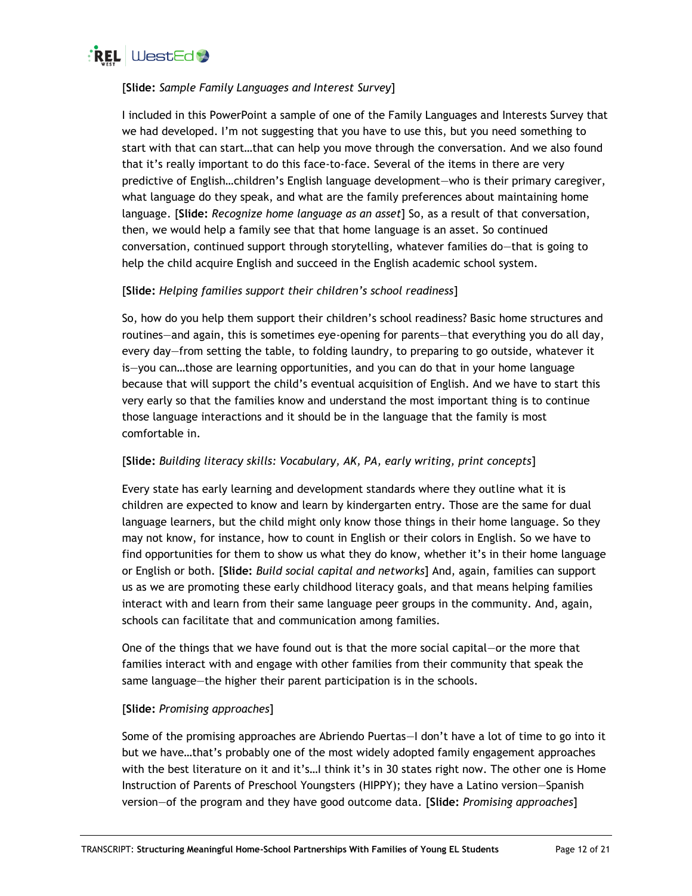[**Slide:** *Sample Family Languages and Interest Survey*]

I included in this PowerPoint a sample of one of the Family Languages and Interests Survey that we had developed. I'm not suggesting that you have to use this, but you need something to start with that can start…that can help you move through the conversation. And we also found that it's really important to do this face-to-face. Several of the items in there are very predictive of English…children's English language development—who is their primary caregiver, what language do they speak, and what are the family preferences about maintaining home language. [**Slide:** *Recognize home language as an asset*] So, as a result of that conversation, then, we would help a family see that that home language is an asset. So continued conversation, continued support through storytelling, whatever families do—that is going to help the child acquire English and succeed in the English academic school system.

[**Slide:** *Helping families support their children's school readiness*]

So, how do you help them support their children's school readiness? Basic home structures and routines—and again, this is sometimes eye-opening for parents—that everything you do all day, every day—from setting the table, to folding laundry, to preparing to go outside, whatever it is—you can…those are learning opportunities, and you can do that in your home language because that will support the child's eventual acquisition of English. And we have to start this very early so that the families know and understand the most important thing is to continue those language interactions and it should be in the language that the family is most comfortable in.

[**Slide:** *Building literacy skills: Vocabulary, AK, PA, early writing, print concepts*]

Every state has early learning and development standards where they outline what it is children are expected to know and learn by kindergarten entry. Those are the same for dual language learners, but the child might only know those things in their home language. So they may not know, for instance, how to count in English or their colors in English. So we have to find opportunities for them to show us what they do know, whether it's in their home language or English or both. [**Slide:** *Build social capital and networks*] And, again, families can support us as we are promoting these early childhood literacy goals, and that means helping families interact with and learn from their same language peer groups in the community. And, again, schools can facilitate that and communication among families.

One of the things that we have found out is that the more social capital—or the more that families interact with and engage with other families from their community that speak the same language—the higher their parent participation is in the schools.

[**Slide:** *Promising approaches*]

Some of the promising approaches are Abriendo Puertas—I don't have a lot of time to go into it but we have…that's probably one of the most widely adopted family engagement approaches with the best literature on it and it's…I think it's in 30 states right now. The other one is Home Instruction of Parents of Preschool Youngsters (HIPPY); they have a Latino version—Spanish version—of the program and they have good outcome data. [**Slide:** *Promising approaches*]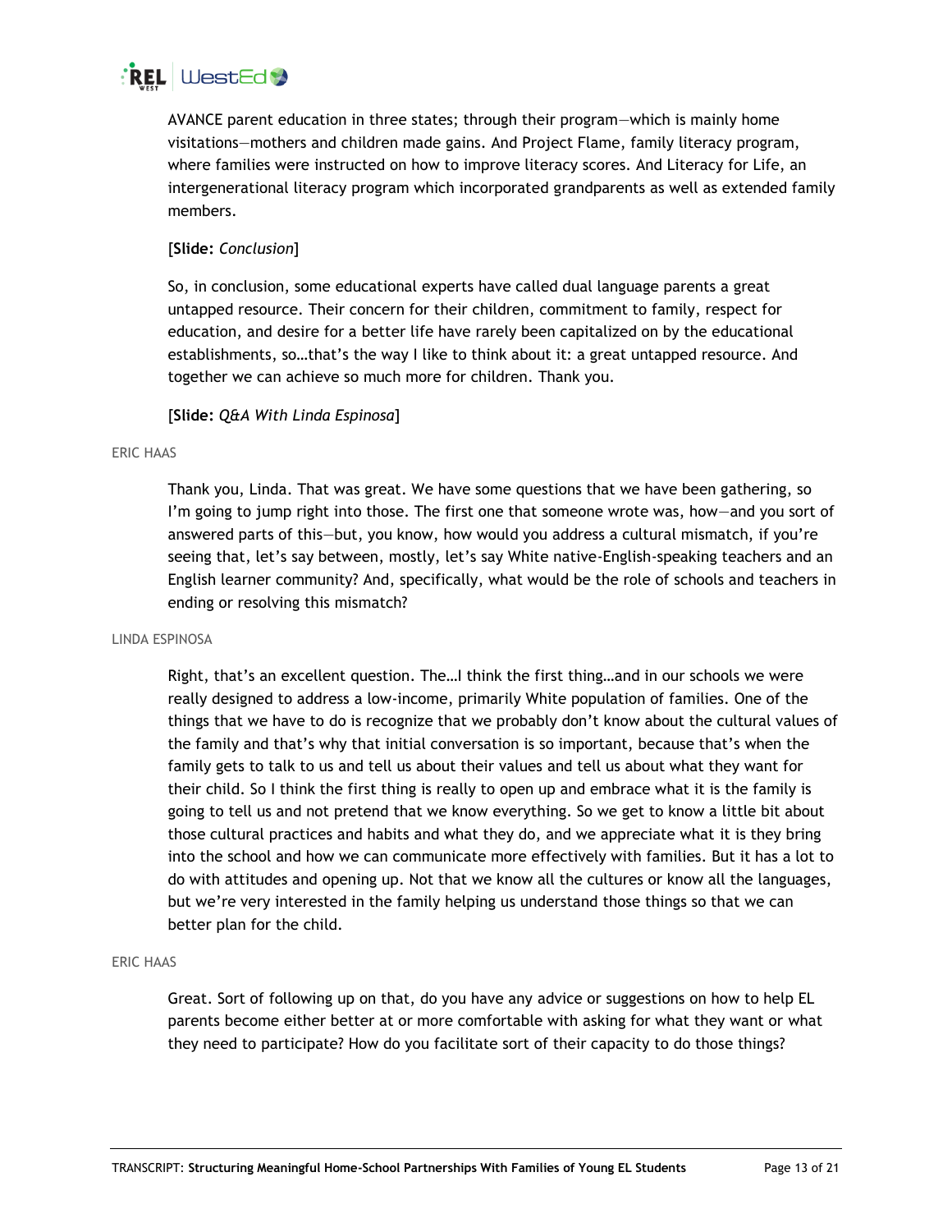AVANCE parent education in three states; through their program—which is mainly home visitations—mothers and children made gains. And Project Flame, family literacy program, where families were instructed on how to improve literacy scores. And Literacy for Life, an intergenerational literacy program which incorporated grandparents as well as extended family members.

[**Slide:** *Conclusion*]

So, in conclusion, some educational experts have called dual language parents a great untapped resource. Their concern for their children, commitment to family, respect for education, and desire for a better life have rarely been capitalized on by the educational establishments, so…that's the way I like to think about it: a great untapped resource. And together we can achieve so much more for children. Thank you.

[**Slide:** *Q&A With Linda Espinosa*]

ERIC HAAS

Thank you, Linda. That was great. We have some questions that we have been gathering, so I'm going to jump right into those. The first one that someone wrote was, how—and you sort of answered parts of this—but, you know, how would you address a cultural mismatch, if you're seeing that, let's say between, mostly, let's say White native-English-speaking teachers and an English learner community? And, specifically, what would be the role of schools and teachers in ending or resolving this mismatch?

LINDA ESPINOSA

Right, that's an excellent question. The…I think the first thing…and in our schools we were really designed to address a low-income, primarily White population of families. One of the things that we have to do is recognize that we probably don't know about the cultural values of the family and that's why that initial conversation is so important, because that's when the family gets to talk to us and tell us about their values and tell us about what they want for their child. So I think the first thing is really to open up and embrace what it is the family is going to tell us and not pretend that we know everything. So we get to know a little bit about those cultural practices and habits and what they do, and we appreciate what it is they bring into the school and how we can communicate more effectively with families. But it has a lot to do with attitudes and opening up. Not that we know all the cultures or know all the languages, but we're very interested in the family helping us understand those things so that we can better plan for the child.

ERIC HAAS

Great. Sort of following up on that, do you have any advice or suggestions on how to help EL parents become either better at or more comfortable with asking for what they want or what they need to participate? How do you facilitate sort of their capacity to do those things?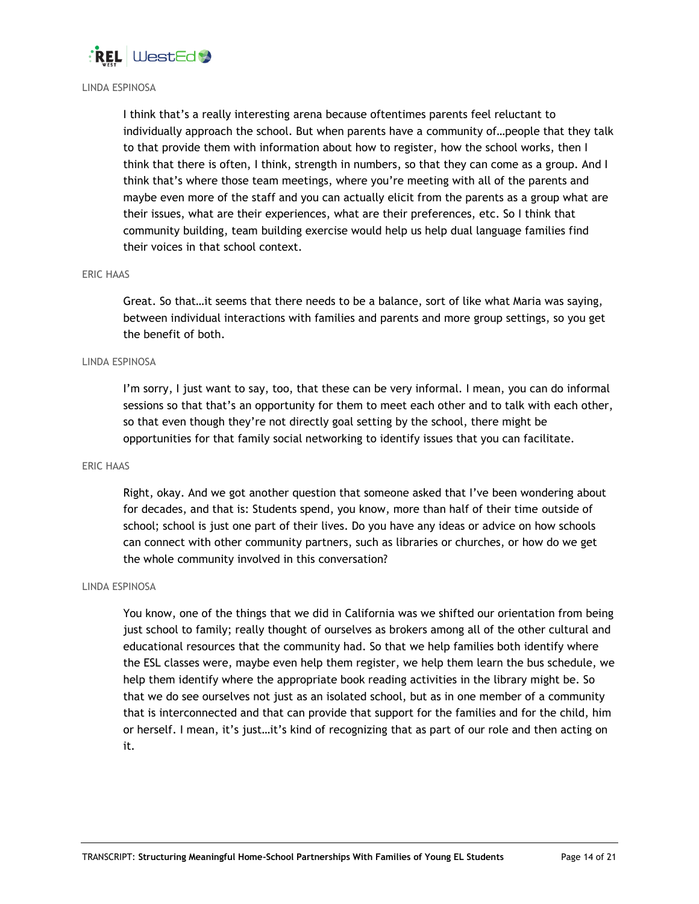LINDA ESPINOSA

I think that's a really interesting arena because oftentimes parents feel reluctant to individually approach the school. But when parents have a community of…people that they talk to that provide them with information about how to register, how the school works, then I think that there is often, I think, strength in numbers, so that they can come as a group. And I think that's where those team meetings, where you're meeting with all of the parents and maybe even more of the staff and you can actually elicit from the parents as a group what are their issues, what are their experiences, what are their preferences, etc. So I think that community building, team building exercise would help us help dual language families find their voices in that school context.

ERIC HAAS

Great. So that…it seems that there needs to be a balance, sort of like what Maria was saying, between individual interactions with families and parents and more group settings, so you get the benefit of both.

LINDA ESPINOSA

I'm sorry, I just want to say, too, that these can be very informal. I mean, you can do informal sessions so that that's an opportunity for them to meet each other and to talk with each other, so that even though they're not directly goal setting by the school, there might be opportunities for that family social networking to identify issues that you can facilitate.

ERIC HAAS

Right, okay. And we got another question that someone asked that I've been wondering about for decades, and that is: Students spend, you know, more than half of their time outside of school; school is just one part of their lives. Do you have any ideas or advice on how schools can connect with other community partners, such as libraries or churches, or how do we get the whole community involved in this conversation?

LINDA ESPINOSA

You know, one of the things that we did in California was we shifted our orientation from being just school to family; really thought of ourselves as brokers among all of the other cultural and educational resources that the community had. So that we help families both identify where the ESL classes were, maybe even help them register, we help them learn the bus schedule, we help them identify where the appropriate book reading activities in the library might be. So that we do see ourselves not just as an isolated school, but as in one member of a community that is interconnected and that can provide that support for the families and for the child, him or herself. I mean, it's just…it's kind of recognizing that as part of our role and then acting on it.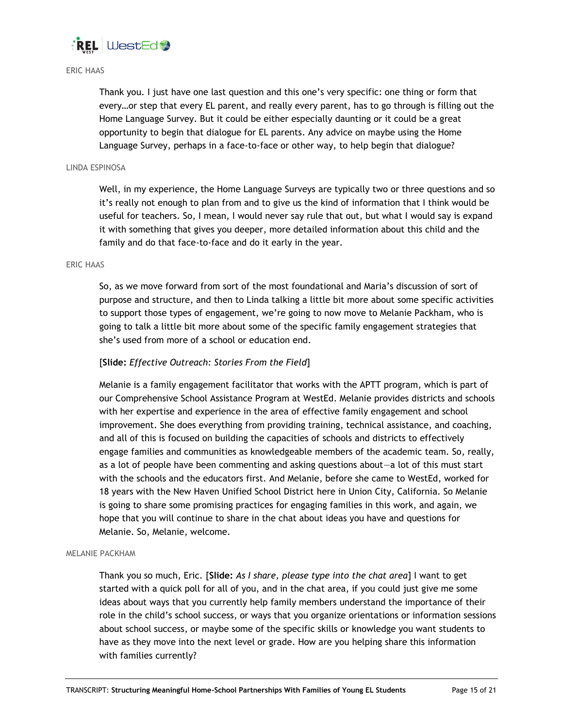ERIC HAAS

Thank you. I just have one last question and this one's very specific: one thing or form that every…or step that every EL parent, and really every parent, has to go through is filling out the Home Language Survey. But it could be either especially daunting or it could be a great opportunity to begin that dialogue for EL parents. Any advice on maybe using the Home Language Survey, perhaps in a face-to-face or other way, to help begin that dialogue?

LINDA ESPINOSA

Well, in my experience, the Home Language Surveys are typically two or three questions and so it's really not enough to plan from and to give us the kind of information that I think would be useful for teachers. So, I mean, I would never say rule that out, but what I would say is expand it with something that gives you deeper, more detailed information about this child and the family and do that face-to-face and do it early in the year.

ERIC HAAS

So, as we move forward from sort of the most foundational and Maria's discussion of sort of purpose and structure, and then to Linda talking a little bit more about some specific activities to support those types of engagement, we're going to now move to Melanie Packham, who is going to talk a little bit more about some of the specific family engagement strategies that she's used from more of a school or education end.

[**Slide:** *Effective Outreach: Stories From the Field*]

Melanie is a family engagement facilitator that works with the APTT program, which is part of our Comprehensive School Assistance Program at WestEd. Melanie provides districts and schools with her expertise and experience in the area of effective family engagement and school improvement. She does everything from providing training, technical assistance, and coaching, and all of this is focused on building the capacities of schools and districts to effectively engage families and communities as knowledgeable members of the academic team. So, really, as a lot of people have been commenting and asking questions about—a lot of this must start with the schools and the educators first. And Melanie, before she came to WestEd, worked for 18 years with the New Haven Unified School District here in Union City, California. So Melanie is going to share some promising practices for engaging families in this work, and again, we hope that you will continue to share in the chat about ideas you have and questions for Melanie. So, Melanie, welcome.

MELANIE PACKHAM

Thank you so much, Eric. [**Slide:** *As I share, please type into the chat area*] I want to get started with a quick poll for all of you, and in the chat area, if you could just give me some ideas about ways that you currently help family members understand the importance of their role in the child's school success, or ways that you organize orientations or information sessions about school success, or maybe some of the specific skills or knowledge you want students to have as they move into the next level or grade. How are you helping share this information with families currently?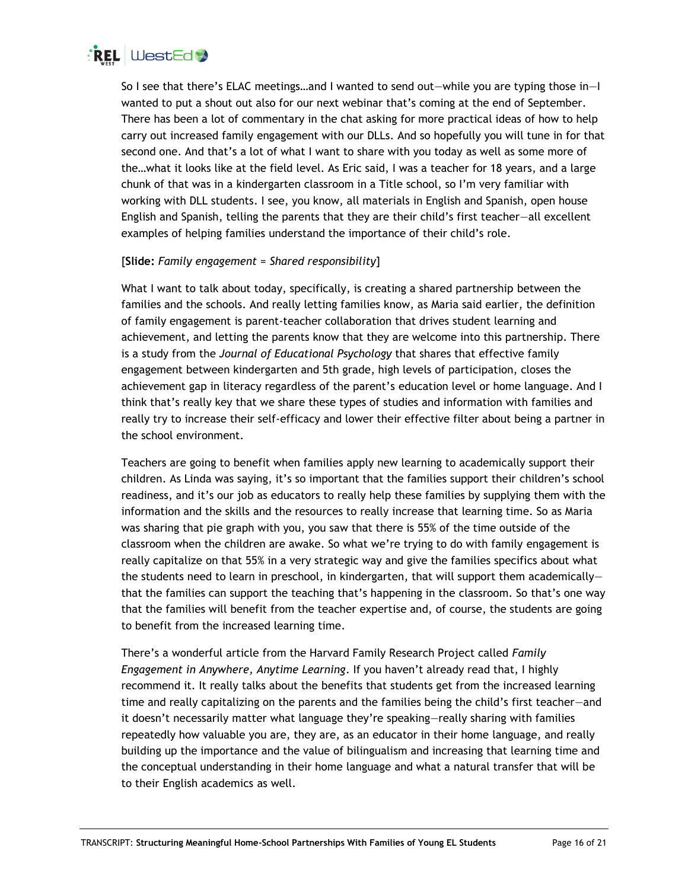So I see that there's ELAC meetings…and I wanted to send out—while you are typing those in—I wanted to put a shout out also for our next webinar that's coming at the end of September. There has been a lot of commentary in the chat asking for more practical ideas of how to help carry out increased family engagement with our DLLs. And so hopefully you will tune in for that second one. And that's a lot of what I want to share with you today as well as some more of the…what it looks like at the field level. As Eric said, I was a teacher for 18 years, and a large chunk of that was in a kindergarten classroom in a Title school, so I'm very familiar with working with DLL students. I see, you know, all materials in English and Spanish, open house English and Spanish, telling the parents that they are their child's first teacher—all excellent examples of helping families understand the importance of their child's role.

[**Slide:** *Family engagement = Shared responsibility*]

What I want to talk about today, specifically, is creating a shared partnership between the families and the schools. And really letting families know, as Maria said earlier, the definition of family engagement is parent-teacher collaboration that drives student learning and achievement, and letting the parents know that they are welcome into this partnership. There is a study from the *Journal of Educational Psychology* that shares that effective family engagement between kindergarten and 5th grade, high levels of participation, closes the achievement gap in literacy regardless of the parent's education level or home language. And I think that's really key that we share these types of studies and information with families and really try to increase their self-efficacy and lower their effective filter about being a partner in the school environment.

Teachers are going to benefit when families apply new learning to academically support their children. As Linda was saying, it's so important that the families support their children's school readiness, and it's our job as educators to really help these families by supplying them with the information and the skills and the resources to really increase that learning time. So as Maria was sharing that pie graph with you, you saw that there is 55% of the time outside of the classroom when the children are awake. So what we're trying to do with family engagement is really capitalize on that 55% in a very strategic way and give the families specifics about what the students need to learn in preschool, in kindergarten, that will support them academically—that the families can support the teaching that's happening in the classroom. So that's one way that the families will benefit from the teacher expertise and, of course, the students are going to benefit from the increased learning time.

There's a wonderful article from the Harvard Family Research Project called *Family Engagement in Anywhere, Anytime Learning*. If you haven't already read that, I highly recommend it. It really talks about the benefits that students get from the increased learning time and really capitalizing on the parents and the families being the child's first teacher—and it doesn't necessarily matter what language they're speaking—really sharing with families repeatedly how valuable you are, they are, as an educator in their home language, and really building up the importance and the value of bilingualism and increasing that learning time and the conceptual understanding in their home language and what a natural transfer that will be to their English academics as well.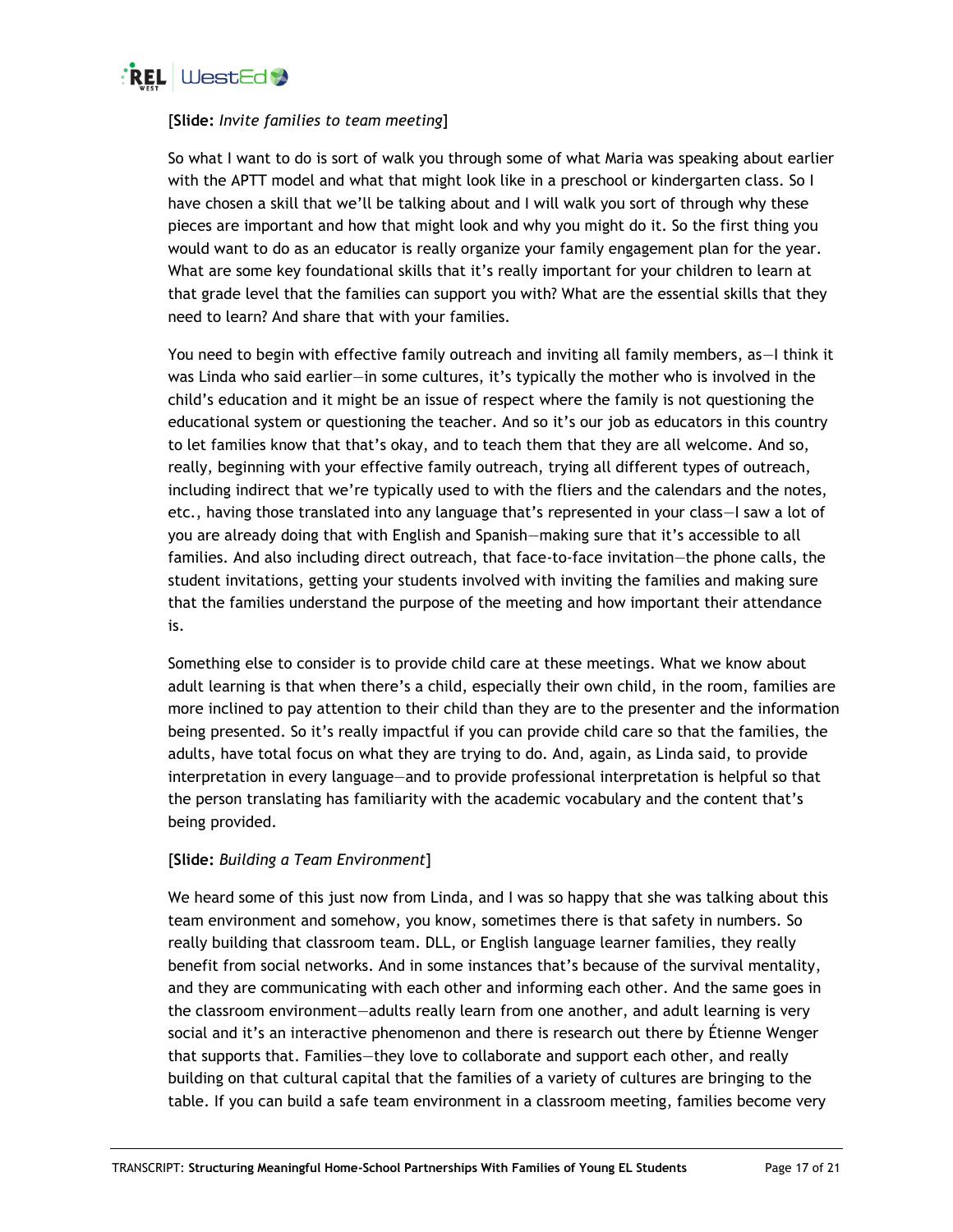[**Slide:** *Invite families to team meeting*]

So what I want to do is sort of walk you through some of what Maria was speaking about earlier with the APTT model and what that might look like in a preschool or kindergarten class. So I have chosen a skill that we'll be talking about and I will walk you sort of through why these pieces are important and how that might look and why you might do it. So the first thing you would want to do as an educator is really organize your family engagement plan for the year. What are some key foundational skills that it's really important for your children to learn at that grade level that the families can support you with? What are the essential skills that they need to learn? And share that with your families.

You need to begin with effective family outreach and inviting all family members, as—I think it was Linda who said earlier—in some cultures, it's typically the mother who is involved in the child's education and it might be an issue of respect where the family is not questioning the educational system or questioning the teacher. And so it's our job as educators in this country to let families know that that's okay, and to teach them that they are all welcome. And so, really, beginning with your effective family outreach, trying all different types of outreach, including indirect that we're typically used to with the fliers and the calendars and the notes, etc., having those translated into any language that's represented in your class—I saw a lot of you are already doing that with English and Spanish—making sure that it's accessible to all families. And also including direct outreach, that face-to-face invitation—the phone calls, the student invitations, getting your students involved with inviting the families and making sure that the families understand the purpose of the meeting and how important their attendance is.

Something else to consider is to provide child care at these meetings. What we know about adult learning is that when there's a child, especially their own child, in the room, families are more inclined to pay attention to their child than they are to the presenter and the information being presented. So it's really impactful if you can provide child care so that the families, the adults, have total focus on what they are trying to do. And, again, as Linda said, to provide interpretation in every language—and to provide professional interpretation is helpful so that the person translating has familiarity with the academic vocabulary and the content that's being provided.

[**Slide:** *Building a Team Environment*]

We heard some of this just now from Linda, and I was so happy that she was talking about this team environment and somehow, you know, sometimes there is that safety in numbers. So really building that classroom team. DLL, or English language learner families, they really benefit from social networks. And in some instances that's because of the survival mentality, and they are communicating with each other and informing each other. And the same goes in the classroom environment—adults really learn from one another, and adult learning is very social and it's an interactive phenomenon and there is research out there by Étienne Wenger that supports that. Families—they love to collaborate and support each other, and really building on that cultural capital that the families of a variety of cultures are bringing to the table. If you can build a safe team environment in a classroom meeting, families become very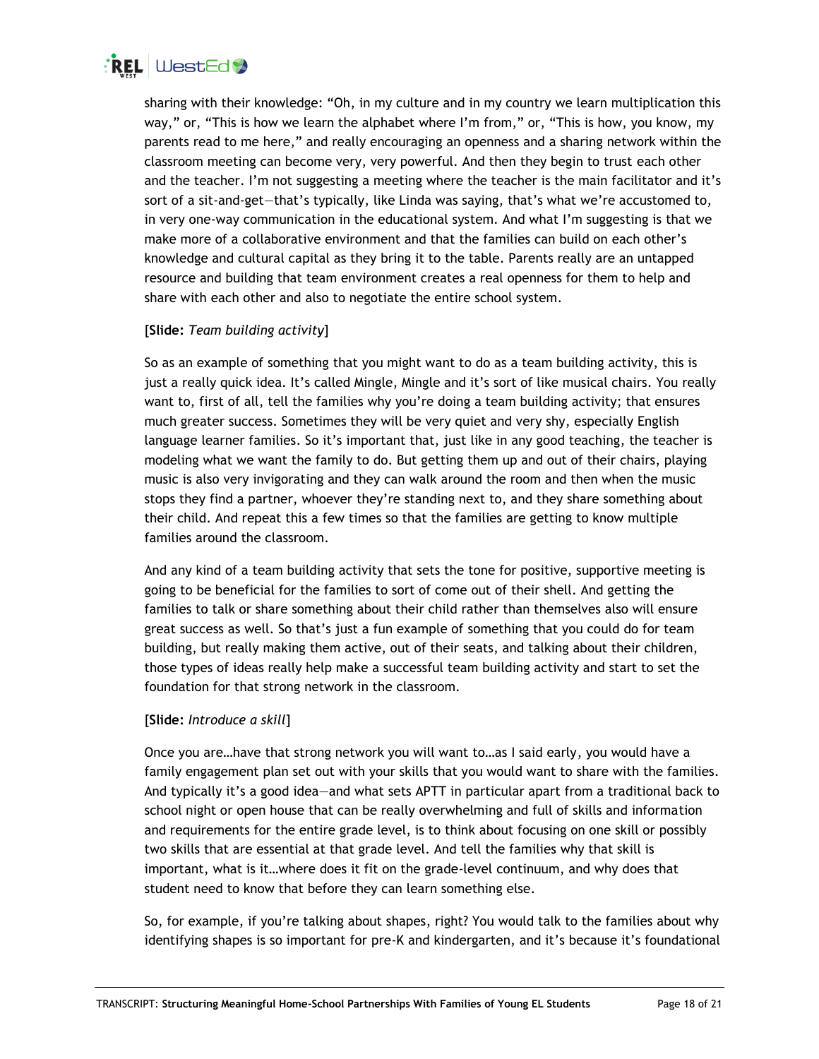sharing with their knowledge: "Oh, in my culture and in my country we learn multiplication this way," or, "This is how we learn the alphabet where I'm from," or, "This is how, you know, my parents read to me here," and really encouraging an openness and a sharing network within the classroom meeting can become very, very powerful. And then they begin to trust each other and the teacher. I'm not suggesting a meeting where the teacher is the main facilitator and it's sort of a sit-and-get—that's typically, like Linda was saying, that's what we're accustomed to, in very one-way communication in the educational system. And what I'm suggesting is that we make more of a collaborative environment and that the families can build on each other's knowledge and cultural capital as they bring it to the table. Parents really are an untapped resource and building that team environment creates a real openness for them to help and share with each other and also to negotiate the entire school system.

[**Slide:** *Team building activity*]

So as an example of something that you might want to do as a team building activity, this is just a really quick idea. It's called Mingle, Mingle and it's sort of like musical chairs. You really want to, first of all, tell the families why you're doing a team building activity; that ensures much greater success. Sometimes they will be very quiet and very shy, especially English language learner families. So it's important that, just like in any good teaching, the teacher is modeling what we want the family to do. But getting them up and out of their chairs, playing music is also very invigorating and they can walk around the room and then when the music stops they find a partner, whoever they're standing next to, and they share something about their child. And repeat this a few times so that the families are getting to know multiple families around the classroom.

And any kind of a team building activity that sets the tone for positive, supportive meeting is going to be beneficial for the families to sort of come out of their shell. And getting the families to talk or share something about their child rather than themselves also will ensure great success as well. So that's just a fun example of something that you could do for team building, but really making them active, out of their seats, and talking about their children, those types of ideas really help make a successful team building activity and start to set the foundation for that strong network in the classroom.

[**Slide:** *Introduce a skill*]

Once you are…have that strong network you will want to…as I said early, you would have a family engagement plan set out with your skills that you would want to share with the families. And typically it's a good idea—and what sets APTT in particular apart from a traditional back to school night or open house that can be really overwhelming and full of skills and information and requirements for the entire grade level, is to think about focusing on one skill or possibly two skills that are essential at that grade level. And tell the families why that skill is important, what is it…where does it fit on the grade-level continuum, and why does that student need to know that before they can learn something else.

So, for example, if you're talking about shapes, right? You would talk to the families about why identifying shapes is so important for pre-K and kindergarten, and it's because it's foundational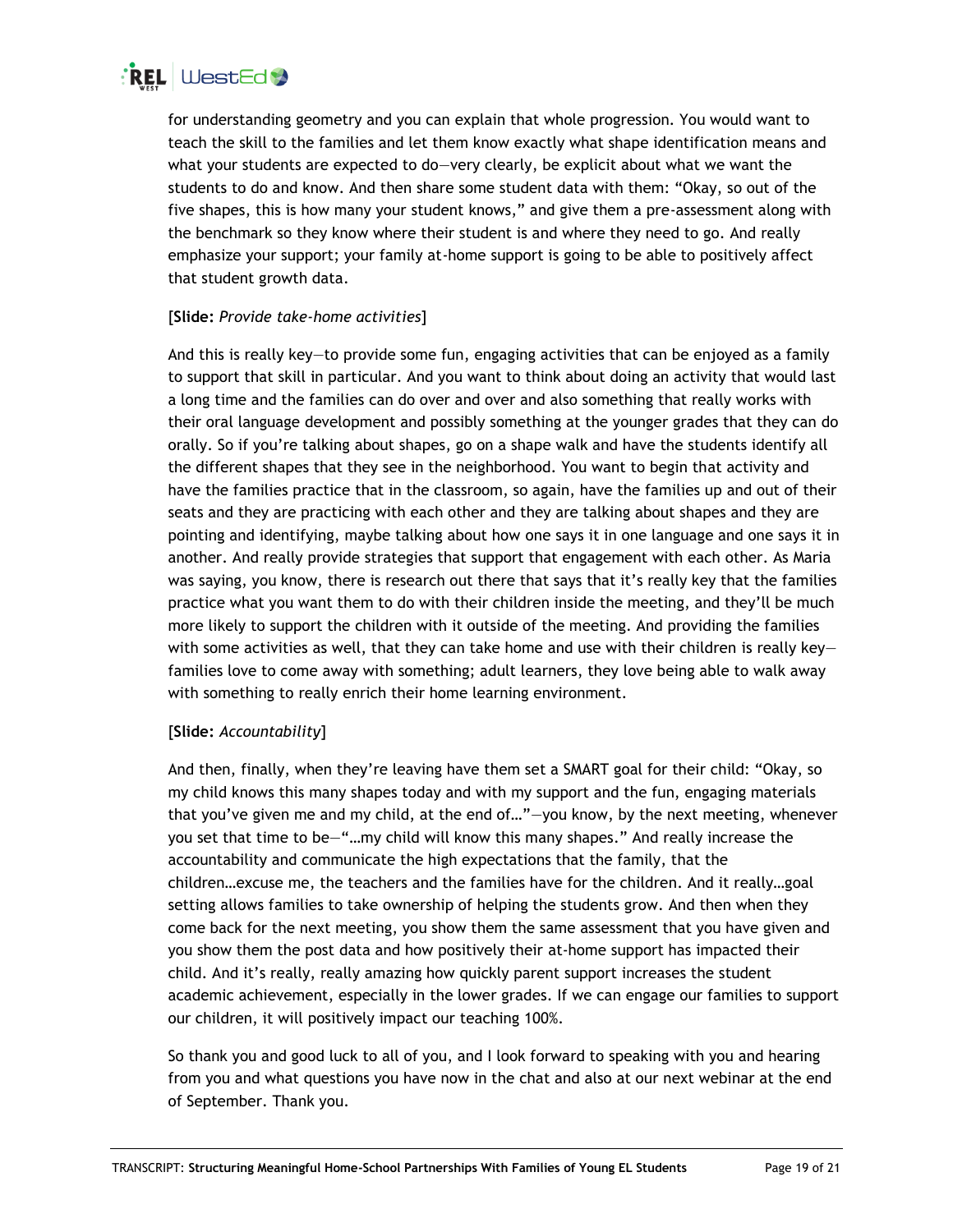for understanding geometry and you can explain that whole progression. You would want to teach the skill to the families and let them know exactly what shape identification means and what your students are expected to do—very clearly, be explicit about what we want the students to do and know. And then share some student data with them: "Okay, so out of the five shapes, this is how many your student knows," and give them a pre-assessment along with the benchmark so they know where their student is and where they need to go. And really emphasize your support; your family at-home support is going to be able to positively affect that student growth data.

[**Slide:** *Provide take-home activities*]

And this is really key—to provide some fun, engaging activities that can be enjoyed as a family to support that skill in particular. And you want to think about doing an activity that would last a long time and the families can do over and over and also something that really works with their oral language development and possibly something at the younger grades that they can do orally. So if you're talking about shapes, go on a shape walk and have the students identify all the different shapes that they see in the neighborhood. You want to begin that activity and have the families practice that in the classroom, so again, have the families up and out of their seats and they are practicing with each other and they are talking about shapes and they are pointing and identifying, maybe talking about how one says it in one language and one says it in another. And really provide strategies that support that engagement with each other. As Maria was saying, you know, there is research out there that says that it's really key that the families practice what you want them to do with their children inside the meeting, and they'll be much more likely to support the children with it outside of the meeting. And providing the families with some activities as well, that they can take home and use with their children is really key—families love to come away with something; adult learners, they love being able to walk away with something to really enrich their home learning environment.

[**Slide:** *Accountability*]

And then, finally, when they're leaving have them set a SMART goal for their child: "Okay, so my child knows this many shapes today and with my support and the fun, engaging materials that you've given me and my child, at the end of…"—you know, by the next meeting, whenever you set that time to be—"…my child will know this many shapes." And really increase the accountability and communicate the high expectations that the family, that the children…excuse me, the teachers and the families have for the children. And it really…goal setting allows families to take ownership of helping the students grow. And then when they come back for the next meeting, you show them the same assessment that you have given and you show them the post data and how positively their at-home support has impacted their child. And it's really, really amazing how quickly parent support increases the student academic achievement, especially in the lower grades. If we can engage our families to support our children, it will positively impact our teaching 100%.

So thank you and good luck to all of you, and I look forward to speaking with you and hearing from you and what questions you have now in the chat and also at our next webinar at the end of September. Thank you.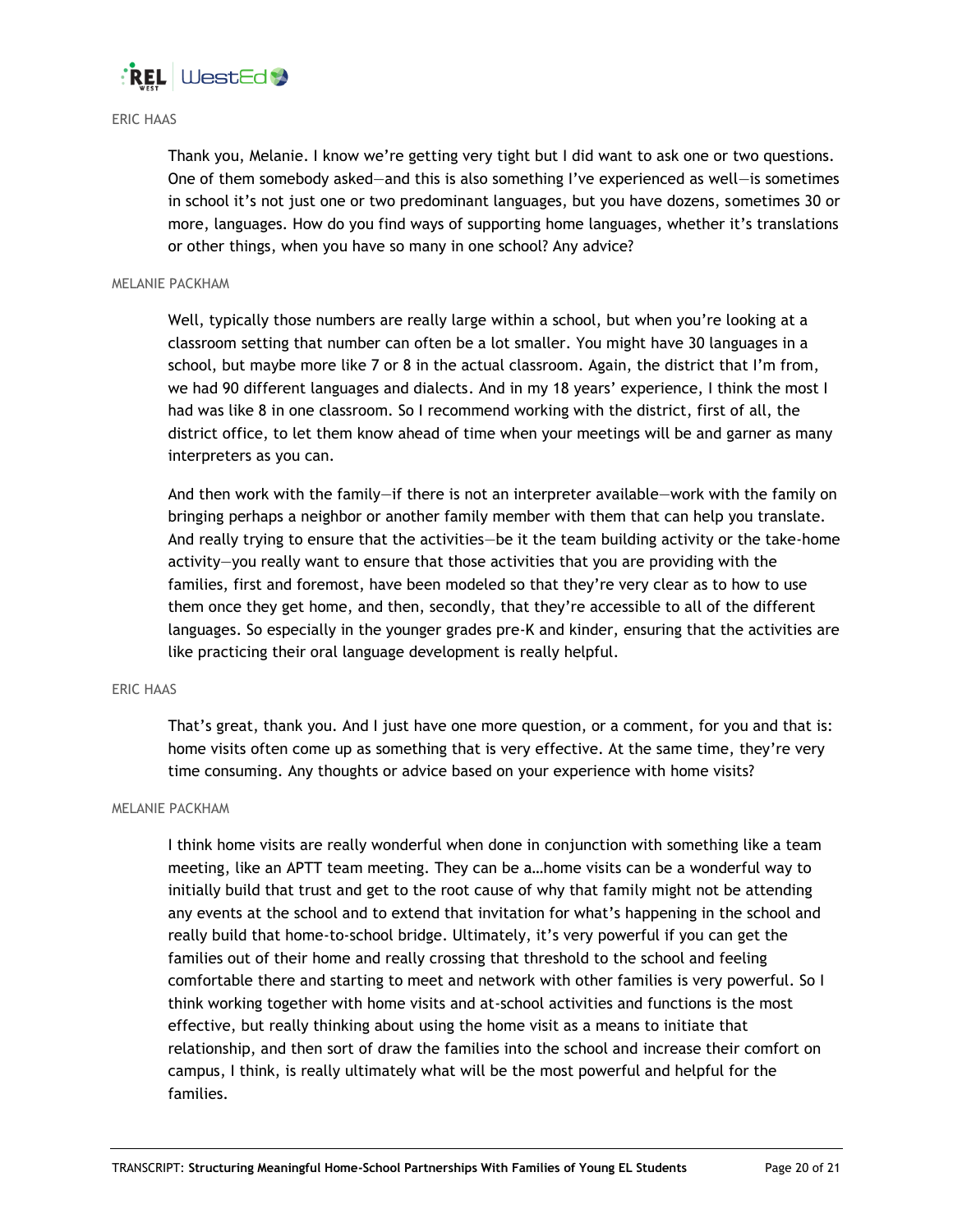ERIC HAAS

Thank you, Melanie. I know we're getting very tight but I did want to ask one or two questions. One of them somebody asked—and this is also something I've experienced as well—is sometimes in school it's not just one or two predominant languages, but you have dozens, sometimes 30 or more, languages. How do you find ways of supporting home languages, whether it's translations or other things, when you have so many in one school? Any advice?

MELANIE PACKHAM

Well, typically those numbers are really large within a school, but when you're looking at a classroom setting that number can often be a lot smaller. You might have 30 languages in a school, but maybe more like 7 or 8 in the actual classroom. Again, the district that I'm from, we had 90 different languages and dialects. And in my 18 years' experience, I think the most I had was like 8 in one classroom. So I recommend working with the district, first of all, the district office, to let them know ahead of time when your meetings will be and garner as many interpreters as you can.

And then work with the family—if there is not an interpreter available—work with the family on bringing perhaps a neighbor or another family member with them that can help you translate. And really trying to ensure that the activities—be it the team building activity or the take-home activity—you really want to ensure that those activities that you are providing with the families, first and foremost, have been modeled so that they're very clear as to how to use them once they get home, and then, secondly, that they're accessible to all of the different languages. So especially in the younger grades pre-K and kinder, ensuring that the activities are like practicing their oral language development is really helpful.

ERIC HAAS

That's great, thank you. And I just have one more question, or a comment, for you and that is: home visits often come up as something that is very effective. At the same time, they're very time consuming. Any thoughts or advice based on your experience with home visits?

MELANIE PACKHAM

I think home visits are really wonderful when done in conjunction with something like a team meeting, like an APTT team meeting. They can be a…home visits can be a wonderful way to initially build that trust and get to the root cause of why that family might not be attending any events at the school and to extend that invitation for what's happening in the school and really build that home-to-school bridge. Ultimately, it's very powerful if you can get the families out of their home and really crossing that threshold to the school and feeling comfortable there and starting to meet and network with other families is very powerful. So I think working together with home visits and at-school activities and functions is the most effective, but really thinking about using the home visit as a means to initiate that relationship, and then sort of draw the families into the school and increase their comfort on campus, I think, is really ultimately what will be the most powerful and helpful for the families.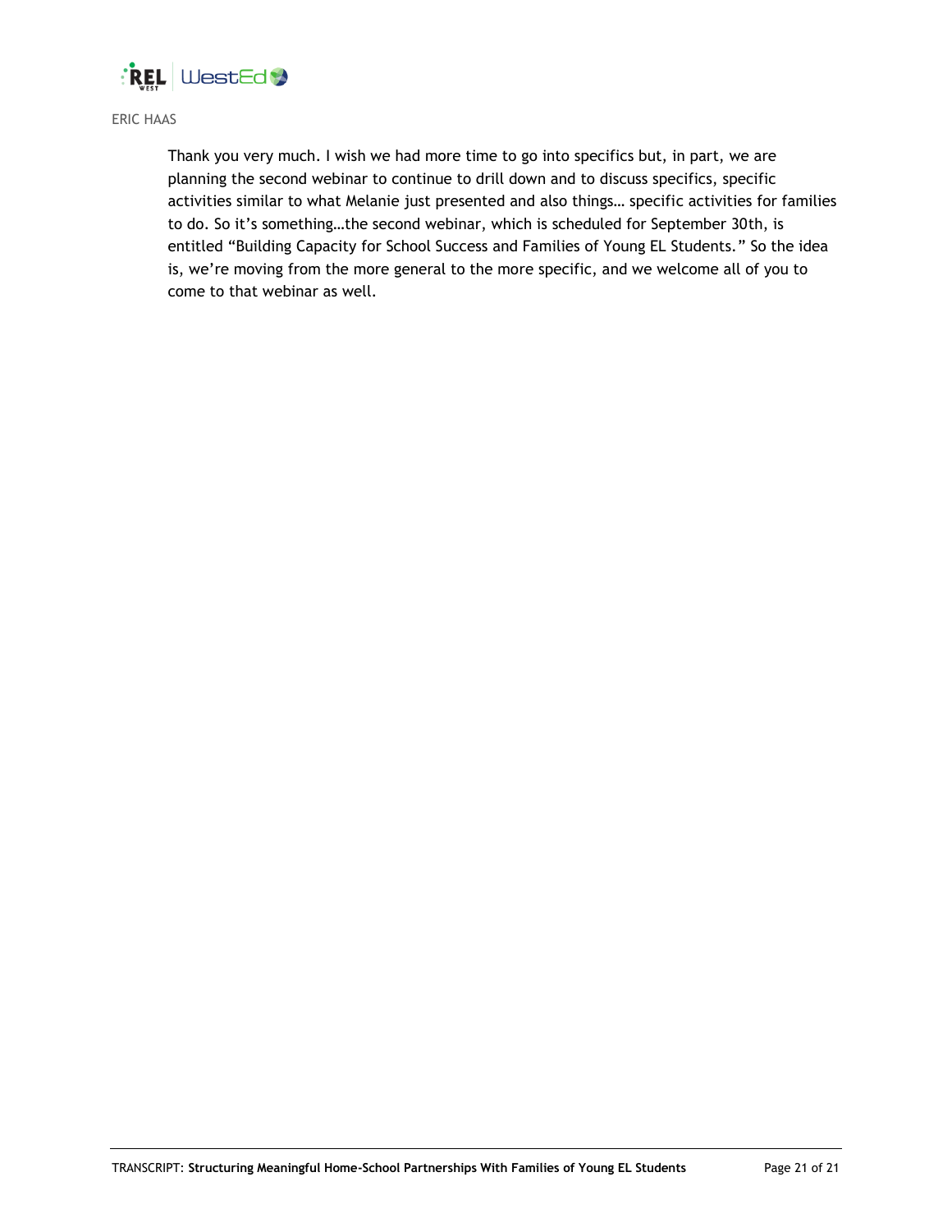ERIC HAAS

Thank you very much. I wish we had more time to go into specifics but, in part, we are planning the second webinar to continue to drill down and to discuss specifics, specific activities similar to what Melanie just presented and also things… specific activities for families to do. So it's something…the second webinar, which is scheduled for September 30th, is entitled "Building Capacity for School Success and Families of Young EL Students." So the idea is, we're moving from the more general to the more specific, and we welcome all of you to come to that webinar as well.